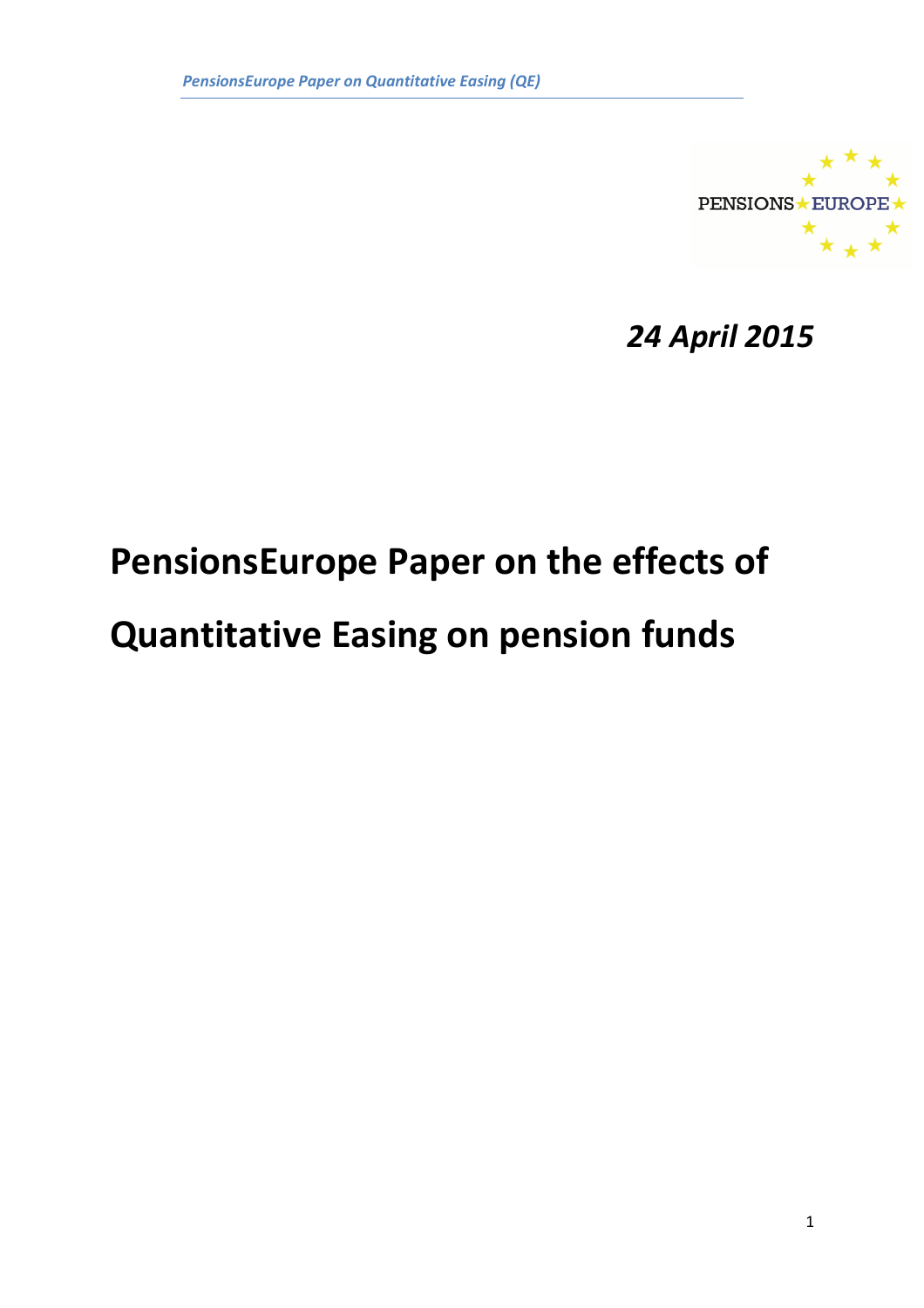*24 April 2015*

# PensionsEurope Paper on the effects of Quantitative Easing on pension funds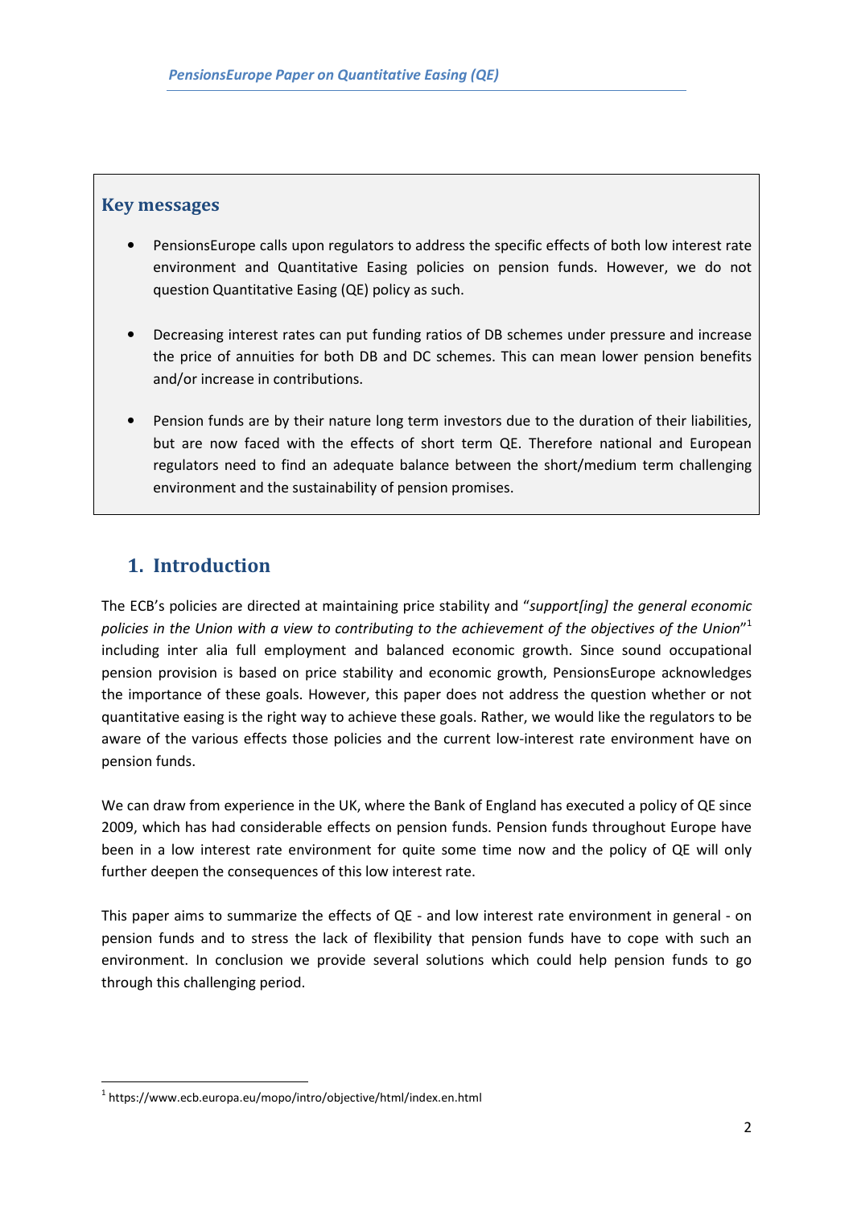## Key messages

- PensionsEurope calls upon regulators to address the specific effects of both low interest rate environment and Quantitative Easing policies on pension funds. However, we do not question Quantitative Easing (QE) policy as such.
- Decreasing interest rates can put funding ratios of DB schemes under pressure and increase the price of annuities for both DB and DC schemes. This can mean lower pension benefits and/or increase in contributions.
- Pension funds are by their nature long term investors due to the duration of their liabilities, but are now faced with the effects of short term QE. Therefore national and European regulators need to find an adequate balance between the short/medium term challenging environment and the sustainability of pension promises.

## 1. Introduction

The ECB's policies are directed at maintaining price stability and "*support[ing] the general economic policies in the Union with a view to contributing to the achievement of the objectives of the Union*"[1] including inter alia full employment and balanced economic growth. Since sound occupational pension provision is based on price stability and economic growth, PensionsEurope acknowledges the importance of these goals. However, this paper does not address the question whether or not quantitative easing is the right way to achieve these goals. Rather, we would like the regulators to be aware of the various effects those policies and the current low-interest rate environment have on pension funds.

We can draw from experience in the UK, where the Bank of England has executed a policy of QE since 2009, which has had considerable effects on pension funds. Pension funds throughout Europe have been in a low interest rate environment for quite some time now and the policy of QE will only further deepen the consequences of this low interest rate.

This paper aims to summarize the effects of QE - and low interest rate environment in general - on pension funds and to stress the lack of flexibility that pension funds have to cope with such an environment. In conclusion we provide several solutions which could help pension funds to go through this challenging period.

[1] https://www.ecb.europa.eu/mopo/intro/objective/html/index.en.html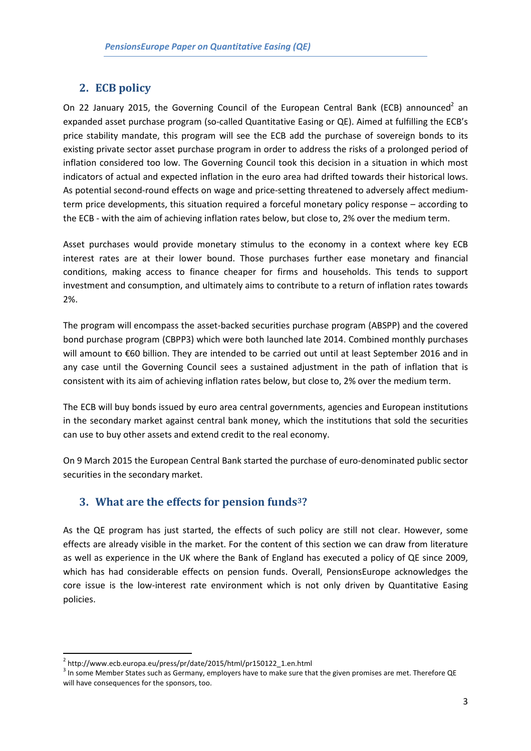## 2. ECB policy

On 22 January 2015, the Governing Council of the European Central Bank (ECB) announced[2] an expanded asset purchase program (so-called Quantitative Easing or QE). Aimed at fulfilling the ECB's price stability mandate, this program will see the ECB add the purchase of sovereign bonds to its existing private sector asset purchase program in order to address the risks of a prolonged period of inflation considered too low. The Governing Council took this decision in a situation in which most indicators of actual and expected inflation in the euro area had drifted towards their historical lows. As potential second-round effects on wage and price-setting threatened to adversely affect medium-term price developments, this situation required a forceful monetary policy response – according to the ECB - with the aim of achieving inflation rates below, but close to, 2% over the medium term.

Asset purchases would provide monetary stimulus to the economy in a context where key ECB interest rates are at their lower bound. Those purchases further ease monetary and financial conditions, making access to finance cheaper for firms and households. This tends to support investment and consumption, and ultimately aims to contribute to a return of inflation rates towards 2%.

The program will encompass the asset-backed securities purchase program (ABSPP) and the covered bond purchase program (CBPP3) which were both launched late 2014. Combined monthly purchases will amount to €60 billion. They are intended to be carried out until at least September 2016 and in any case until the Governing Council sees a sustained adjustment in the path of inflation that is consistent with its aim of achieving inflation rates below, but close to, 2% over the medium term.

The ECB will buy bonds issued by euro area central governments, agencies and European institutions in the secondary market against central bank money, which the institutions that sold the securities can use to buy other assets and extend credit to the real economy.

On 9 March 2015 the European Central Bank started the purchase of euro-denominated public sector securities in the secondary market.

## 3. What are the effects for pension funds[3]?

As the QE program has just started, the effects of such policy are still not clear. However, some effects are already visible in the market. For the content of this section we can draw from literature as well as experience in the UK where the Bank of England has executed a policy of QE since 2009, which has had considerable effects on pension funds. Overall, PensionsEurope acknowledges the core issue is the low-interest rate environment which is not only driven by Quantitative Easing policies.

---

[2] http://www.ecb.europa.eu/press/pr/date/2015/html/pr150122_1.en.html

[3] In some Member States such as Germany, employers have to make sure that the given promises are met. Therefore QE will have consequences for the sponsors, too.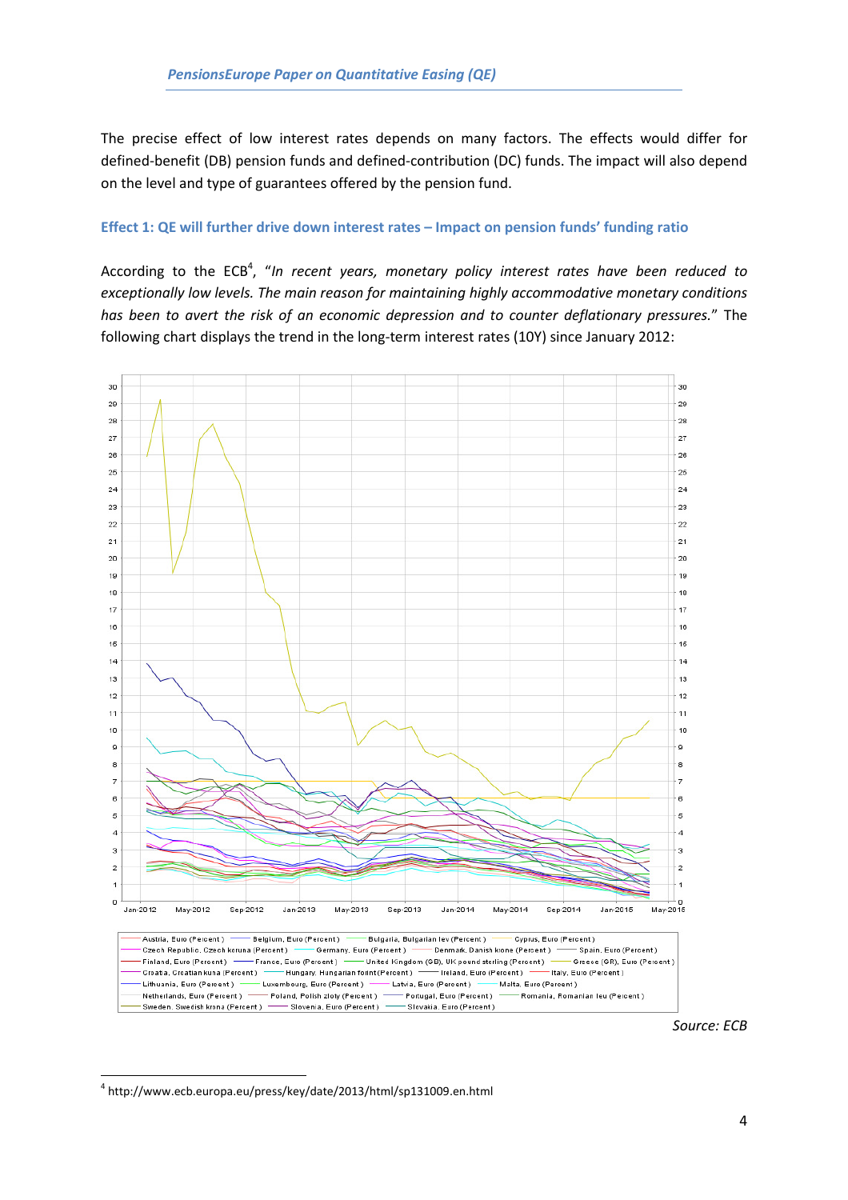The precise effect of low interest rates depends on many factors. The effects would differ for defined-benefit (DB) pension funds and defined-contribution (DC) funds. The impact will also depend on the level and type of guarantees offered by the pension fund.

### Effect 1: QE will further drive down interest rates – Impact on pension funds' funding ratio

According to the ECB[4], "*In recent years, monetary policy interest rates have been reduced to exceptionally low levels. The main reason for maintaining highly accommodative monetary conditions has been to avert the risk of an economic depression and to counter deflationary pressures.*" The following chart displays the trend in the long-term interest rates (10Y) since January 2012:

*Source: ECB*

[4] http://www.ecb.europa.eu/press/key/date/2013/html/sp131009.en.html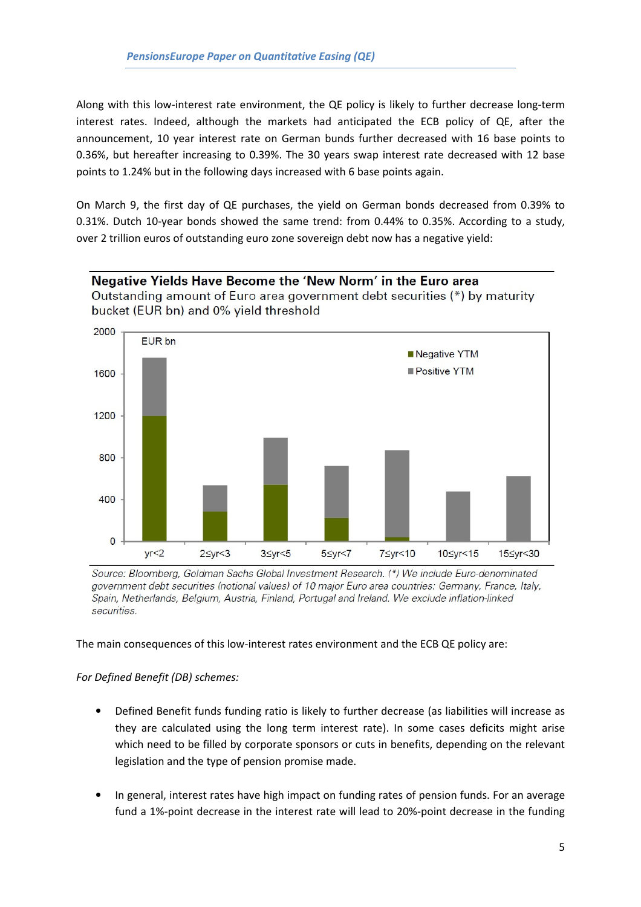Along with this low-interest rate environment, the QE policy is likely to further decrease long-term interest rates. Indeed, although the markets had anticipated the ECB policy of QE, after the announcement, 10 year interest rate on German bunds further decreased with 16 base points to 0.36%, but hereafter increasing to 0.39%. The 30 years swap interest rate decreased with 12 base points to 1.24% but in the following days increased with 6 base points again.

On March 9, the first day of QE purchases, the yield on German bonds decreased from 0.39% to 0.31%. Dutch 10-year bonds showed the same trend: from 0.44% to 0.35%. According to a study, over 2 trillion euros of outstanding euro zone sovereign debt now has a negative yield:

**Negative Yields Have Become the 'New Norm' in the Euro area**
Outstanding amount of Euro area government debt securities (*) by maturity bucket (EUR bn) and 0% yield threshold

*Source: Bloomberg, Goldman Sachs Global Investment Research. (*) We include Euro-denominated government debt securities (notional values) of 10 major Euro area countries: Germany, France, Italy, Spain, Netherlands, Belgium, Austria, Finland, Portugal and Ireland. We exclude inflation-linked securities.*

The main consequences of this low-interest rates environment and the ECB QE policy are:

*For Defined Benefit (DB) schemes:*

- Defined Benefit funds funding ratio is likely to further decrease (as liabilities will increase as they are calculated using the long term interest rate). In some cases deficits might arise which need to be filled by corporate sponsors or cuts in benefits, depending on the relevant legislation and the type of pension promise made.

- In general, interest rates have high impact on funding rates of pension funds. For an average fund a 1%-point decrease in the interest rate will lead to 20%-point decrease in the funding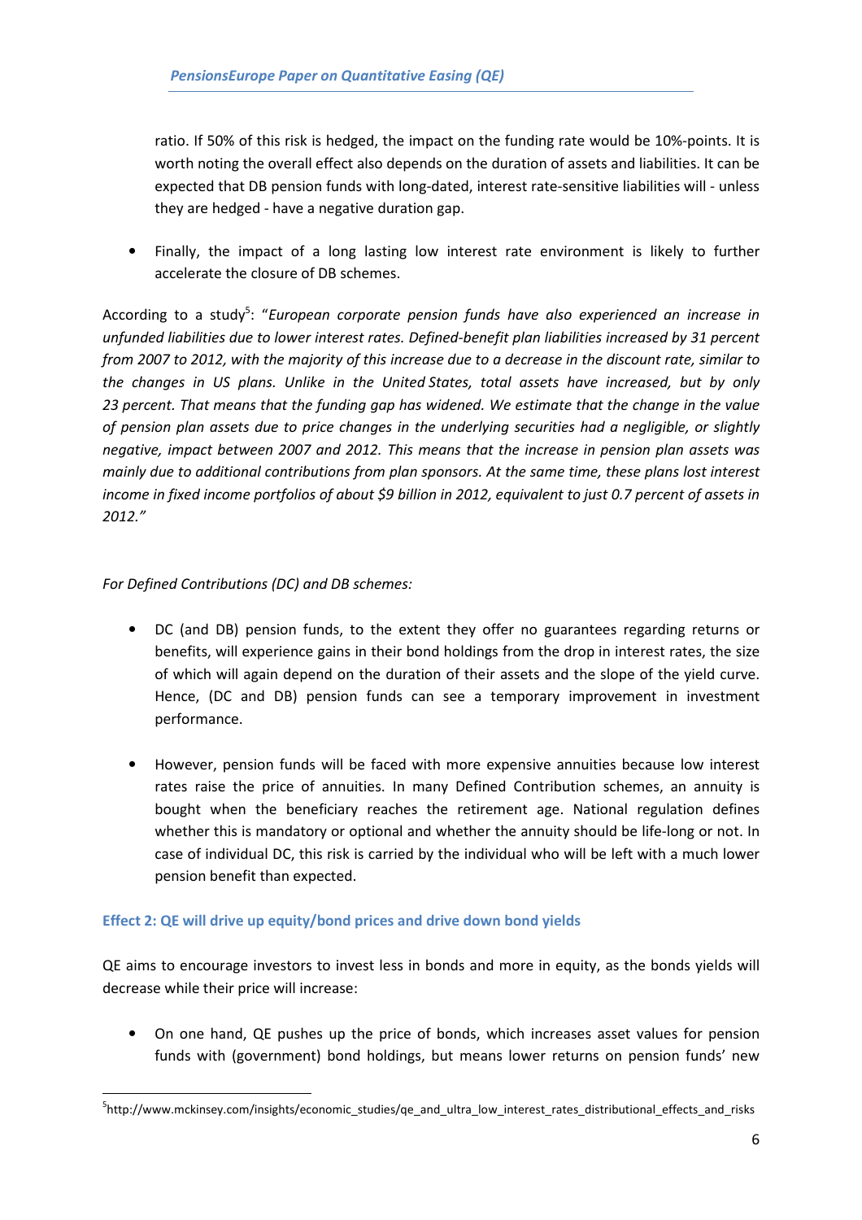ratio. If 50% of this risk is hedged, the impact on the funding rate would be 10%-points. It is worth noting the overall effect also depends on the duration of assets and liabilities. It can be expected that DB pension funds with long-dated, interest rate-sensitive liabilities will - unless they are hedged - have a negative duration gap.

- Finally, the impact of a long lasting low interest rate environment is likely to further accelerate the closure of DB schemes.

According to a study[5]: "*European corporate pension funds have also experienced an increase in unfunded liabilities due to lower interest rates. Defined-benefit plan liabilities increased by 31 percent from 2007 to 2012, with the majority of this increase due to a decrease in the discount rate, similar to the changes in US plans. Unlike in the United States, total assets have increased, but by only 23 percent. That means that the funding gap has widened. We estimate that the change in the value of pension plan assets due to price changes in the underlying securities had a negligible, or slightly negative, impact between 2007 and 2012. This means that the increase in pension plan assets was mainly due to additional contributions from plan sponsors. At the same time, these plans lost interest income in fixed income portfolios of about $9 billion in 2012, equivalent to just 0.7 percent of assets in 2012.*"

*For Defined Contributions (DC) and DB schemes:*

- DC (and DB) pension funds, to the extent they offer no guarantees regarding returns or benefits, will experience gains in their bond holdings from the drop in interest rates, the size of which will again depend on the duration of their assets and the slope of the yield curve. Hence, (DC and DB) pension funds can see a temporary improvement in investment performance.

- However, pension funds will be faced with more expensive annuities because low interest rates raise the price of annuities. In many Defined Contribution schemes, an annuity is bought when the beneficiary reaches the retirement age. National regulation defines whether this is mandatory or optional and whether the annuity should be life-long or not. In case of individual DC, this risk is carried by the individual who will be left with a much lower pension benefit than expected.

### Effect 2: QE will drive up equity/bond prices and drive down bond yields

QE aims to encourage investors to invest less in bonds and more in equity, as the bonds yields will decrease while their price will increase:

- On one hand, QE pushes up the price of bonds, which increases asset values for pension funds with (government) bond holdings, but means lower returns on pension funds' new

[5] http://www.mckinsey.com/insights/economic_studies/qe_and_ultra_low_interest_rates_distributional_effects_and_risks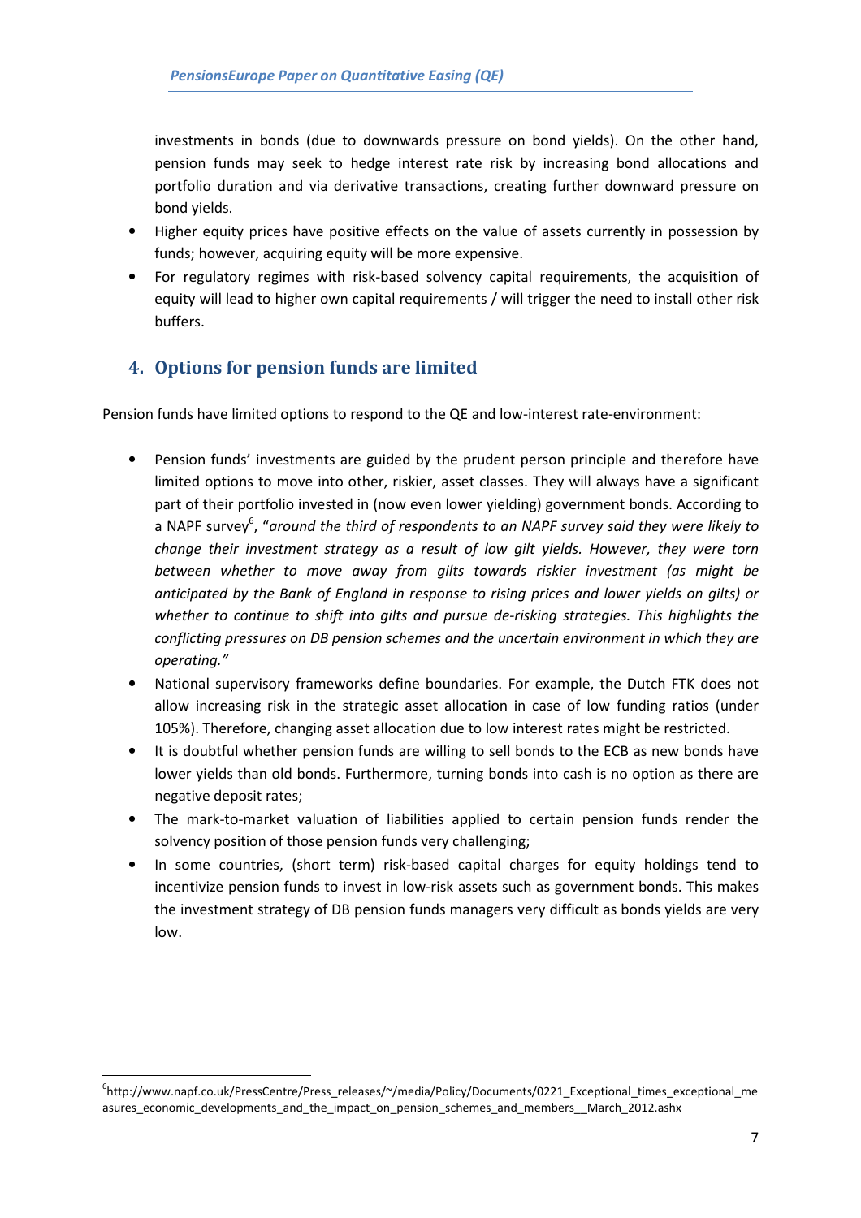investments in bonds (due to downwards pressure on bond yields). On the other hand, pension funds may seek to hedge interest rate risk by increasing bond allocations and portfolio duration and via derivative transactions, creating further downward pressure on bond yields.

- Higher equity prices have positive effects on the value of assets currently in possession by funds; however, acquiring equity will be more expensive.
- For regulatory regimes with risk-based solvency capital requirements, the acquisition of equity will lead to higher own capital requirements / will trigger the need to install other risk buffers.

## 4. Options for pension funds are limited

Pension funds have limited options to respond to the QE and low-interest rate-environment:

- Pension funds' investments are guided by the prudent person principle and therefore have limited options to move into other, riskier, asset classes. They will always have a significant part of their portfolio invested in (now even lower yielding) government bonds. According to a NAPF survey[6], "*around the third of respondents to an NAPF survey said they were likely to change their investment strategy as a result of low gilt yields. However, they were torn between whether to move away from gilts towards riskier investment (as might be anticipated by the Bank of England in response to rising prices and lower yields on gilts) or whether to continue to shift into gilts and pursue de-risking strategies. This highlights the conflicting pressures on DB pension schemes and the uncertain environment in which they are operating.*"
- National supervisory frameworks define boundaries. For example, the Dutch FTK does not allow increasing risk in the strategic asset allocation in case of low funding ratios (under 105%). Therefore, changing asset allocation due to low interest rates might be restricted.
- It is doubtful whether pension funds are willing to sell bonds to the ECB as new bonds have lower yields than old bonds. Furthermore, turning bonds into cash is no option as there are negative deposit rates;
- The mark-to-market valuation of liabilities applied to certain pension funds render the solvency position of those pension funds very challenging;
- In some countries, (short term) risk-based capital charges for equity holdings tend to incentivize pension funds to invest in low-risk assets such as government bonds. This makes the investment strategy of DB pension funds managers very difficult as bonds yields are very low.

[6] http://www.napf.co.uk/PressCentre/Press_releases/~/media/Policy/Documents/0221_Exceptional_times_exceptional_measures_economic_developments_and_the_impact_on_pension_schemes_and_members__March_2012.ashx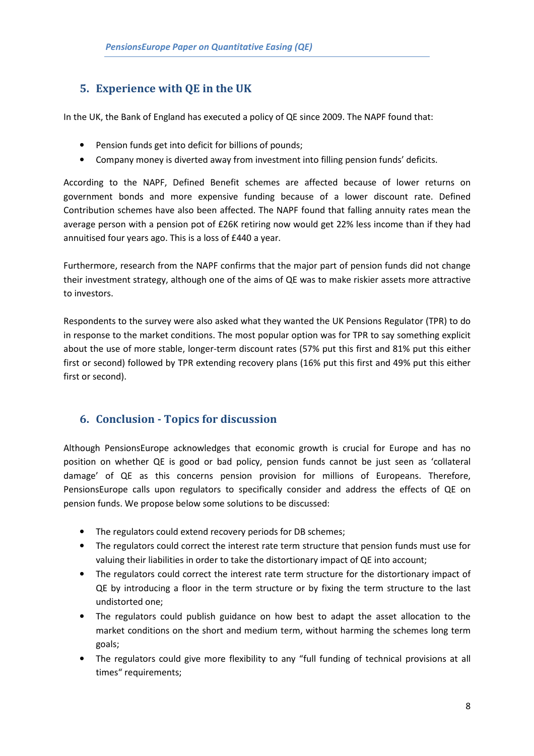## 5. Experience with QE in the UK

In the UK, the Bank of England has executed a policy of QE since 2009. The NAPF found that:

- Pension funds get into deficit for billions of pounds;
- Company money is diverted away from investment into filling pension funds' deficits.

According to the NAPF, Defined Benefit schemes are affected because of lower returns on government bonds and more expensive funding because of a lower discount rate. Defined Contribution schemes have also been affected. The NAPF found that falling annuity rates mean the average person with a pension pot of £26K retiring now would get 22% less income than if they had annuitised four years ago. This is a loss of £440 a year.

Furthermore, research from the NAPF confirms that the major part of pension funds did not change their investment strategy, although one of the aims of QE was to make riskier assets more attractive to investors.

Respondents to the survey were also asked what they wanted the UK Pensions Regulator (TPR) to do in response to the market conditions. The most popular option was for TPR to say something explicit about the use of more stable, longer-term discount rates (57% put this first and 81% put this either first or second) followed by TPR extending recovery plans (16% put this first and 49% put this either first or second).

## 6. Conclusion - Topics for discussion

Although PensionsEurope acknowledges that economic growth is crucial for Europe and has no position on whether QE is good or bad policy, pension funds cannot be just seen as 'collateral damage' of QE as this concerns pension provision for millions of Europeans. Therefore, PensionsEurope calls upon regulators to specifically consider and address the effects of QE on pension funds. We propose below some solutions to be discussed:

- The regulators could extend recovery periods for DB schemes;
- The regulators could correct the interest rate term structure that pension funds must use for valuing their liabilities in order to take the distortionary impact of QE into account;
- The regulators could correct the interest rate term structure for the distortionary impact of QE by introducing a floor in the term structure or by fixing the term structure to the last undistorted one;
- The regulators could publish guidance on how best to adapt the asset allocation to the market conditions on the short and medium term, without harming the schemes long term goals;
- The regulators could give more flexibility to any "full funding of technical provisions at all times" requirements;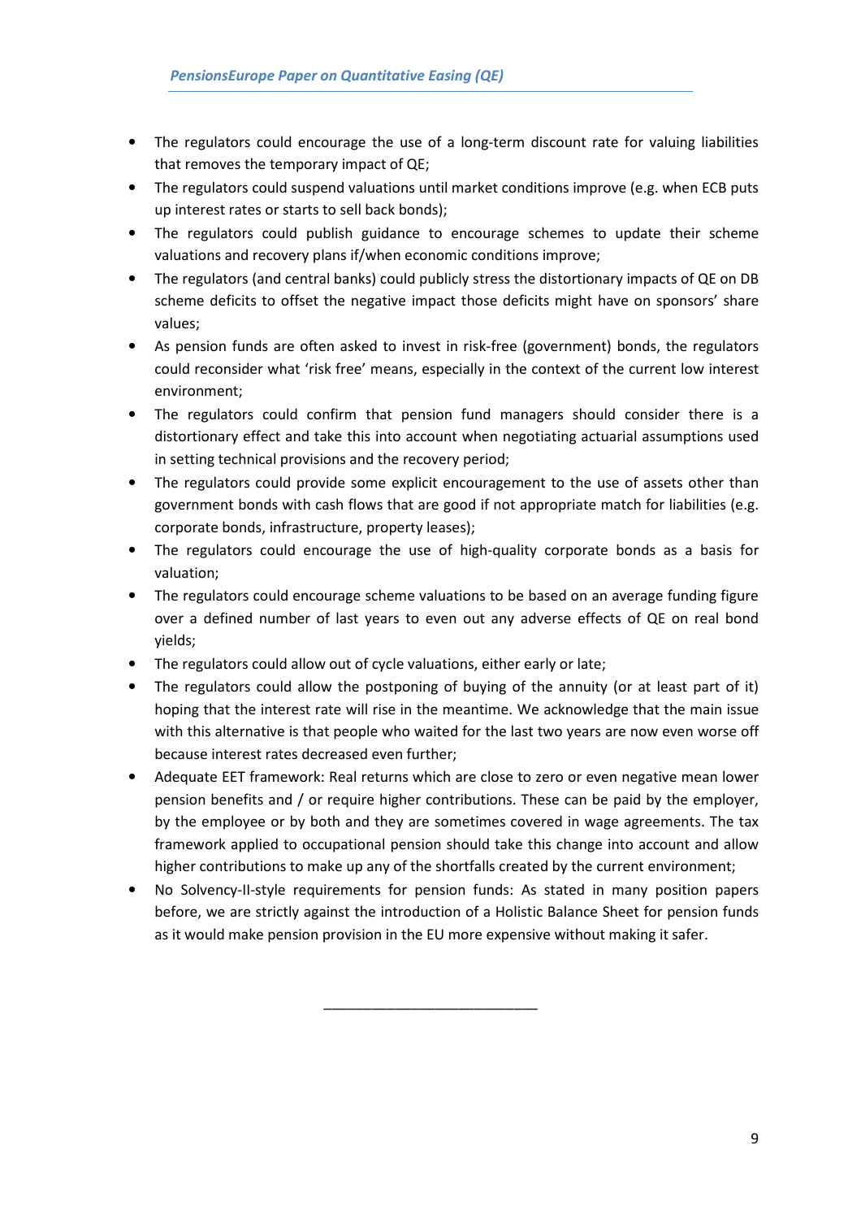- The regulators could encourage the use of a long-term discount rate for valuing liabilities that removes the temporary impact of QE;
- The regulators could suspend valuations until market conditions improve (e.g. when ECB puts up interest rates or starts to sell back bonds);
- The regulators could publish guidance to encourage schemes to update their scheme valuations and recovery plans if/when economic conditions improve;
- The regulators (and central banks) could publicly stress the distortionary impacts of QE on DB scheme deficits to offset the negative impact those deficits might have on sponsors' share values;
- As pension funds are often asked to invest in risk-free (government) bonds, the regulators could reconsider what 'risk free' means, especially in the context of the current low interest environment;
- The regulators could confirm that pension fund managers should consider there is a distortionary effect and take this into account when negotiating actuarial assumptions used in setting technical provisions and the recovery period;
- The regulators could provide some explicit encouragement to the use of assets other than government bonds with cash flows that are good if not appropriate match for liabilities (e.g. corporate bonds, infrastructure, property leases);
- The regulators could encourage the use of high-quality corporate bonds as a basis for valuation;
- The regulators could encourage scheme valuations to be based on an average funding figure over a defined number of last years to even out any adverse effects of QE on real bond yields;
- The regulators could allow out of cycle valuations, either early or late;
- The regulators could allow the postponing of buying of the annuity (or at least part of it) hoping that the interest rate will rise in the meantime. We acknowledge that the main issue with this alternative is that people who waited for the last two years are now even worse off because interest rates decreased even further;
- Adequate EET framework: Real returns which are close to zero or even negative mean lower pension benefits and / or require higher contributions. These can be paid by the employer, by the employee or by both and they are sometimes covered in wage agreements. The tax framework applied to occupational pension should take this change into account and allow higher contributions to make up any of the shortfalls created by the current environment;
- No Solvency-II-style requirements for pension funds: As stated in many position papers before, we are strictly against the introduction of a Holistic Balance Sheet for pension funds as it would make pension provision in the EU more expensive without making it safer.

___________________________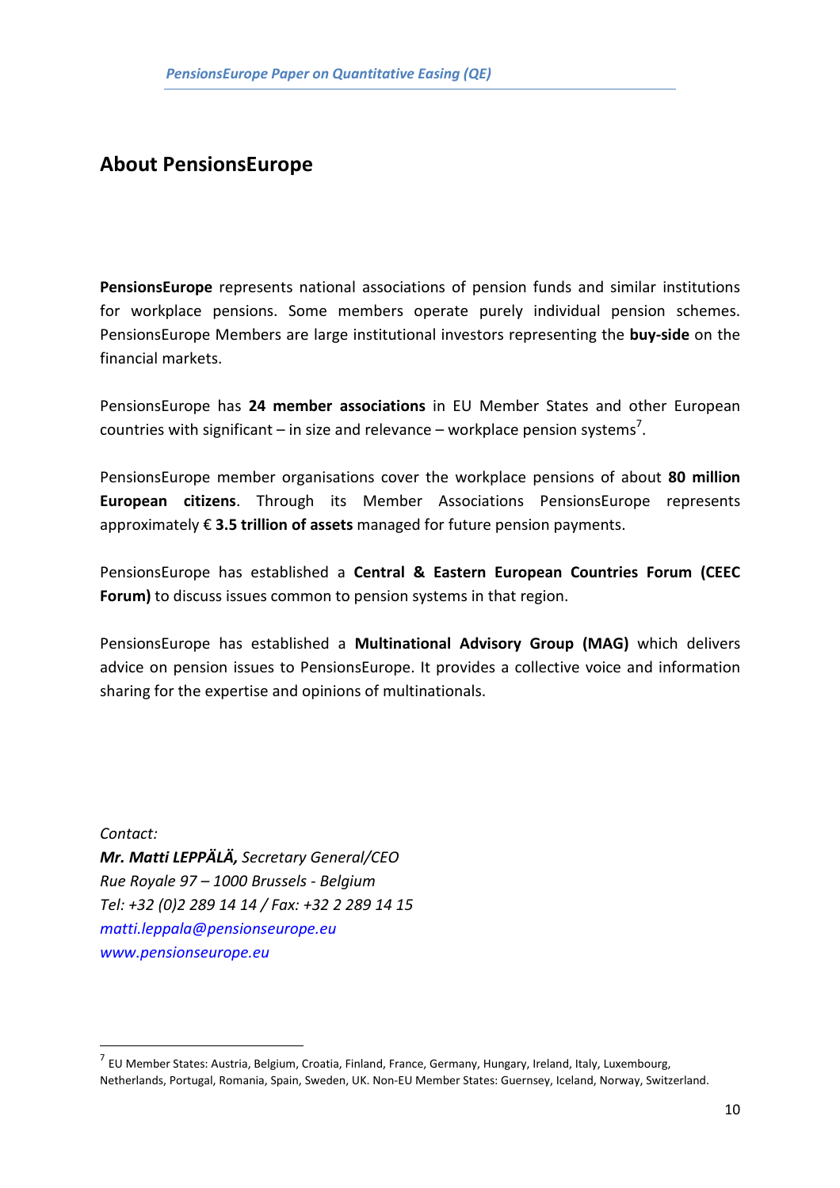## About PensionsEurope

**PensionsEurope** represents national associations of pension funds and similar institutions for workplace pensions. Some members operate purely individual pension schemes. PensionsEurope Members are large institutional investors representing the **buy-side** on the financial markets.

PensionsEurope has **24 member associations** in EU Member States and other European countries with significant – in size and relevance – workplace pension systems[7].

PensionsEurope member organisations cover the workplace pensions of about **80 million European citizens**. Through its Member Associations PensionsEurope represents approximately € **3.5 trillion of assets** managed for future pension payments.

PensionsEurope has established a **Central & Eastern European Countries Forum (CEEC Forum)** to discuss issues common to pension systems in that region.

PensionsEurope has established a **Multinational Advisory Group (MAG)** which delivers advice on pension issues to PensionsEurope. It provides a collective voice and information sharing for the expertise and opinions of multinationals.

*Contact:*
***Mr. Matti LEPPÄLÄ,*** *Secretary General/CEO*
*Rue Royale 97 – 1000 Brussels - Belgium*
*Tel: +32 (0)2 289 14 14 / Fax: +32 2 289 14 15*
*matti.leppala@pensionseurope.eu*
*www.pensionseurope.eu*

[7] EU Member States: Austria, Belgium, Croatia, Finland, France, Germany, Hungary, Ireland, Italy, Luxembourg, Netherlands, Portugal, Romania, Spain, Sweden, UK. Non-EU Member States: Guernsey, Iceland, Norway, Switzerland.